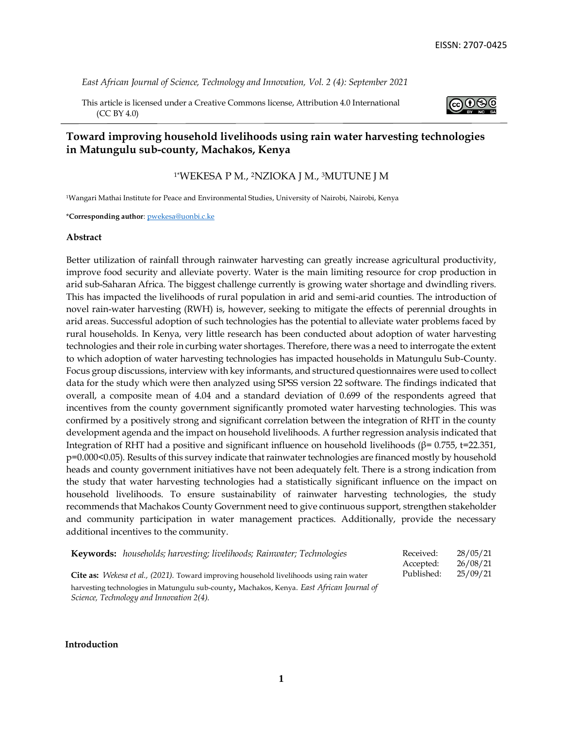EISSN: 2707-0425

*East African Journal of Science, Technology and Innovation, Vol. 2 (4): September 2021*

This article is licensed under a Creative Commons license, Attribution 4.0 International (CC BY 4.0)

# Toward improving household livelihoods using rain water harvesting technologies in Matungulu sub-county, Machakos, Kenya

[1*]WEKESA P M., [2]NZIOKA J M., [3]MUTUNE J M

[1]Wangari Mathai Institute for Peace and Environmental Studies, University of Nairobi, Nairobi, Kenya

**\*Corresponding author**: pwekesa@uonbi.c.ke

## Abstract

Better utilization of rainfall through rainwater harvesting can greatly increase agricultural productivity, improve food security and alleviate poverty. Water is the main limiting resource for crop production in arid sub-Saharan Africa. The biggest challenge currently is growing water shortage and dwindling rivers. This has impacted the livelihoods of rural population in arid and semi-arid counties. The introduction of novel rain-water harvesting (RWH) is, however, seeking to mitigate the effects of perennial droughts in arid areas. Successful adoption of such technologies has the potential to alleviate water problems faced by rural households. In Kenya, very little research has been conducted about adoption of water harvesting technologies and their role in curbing water shortages. Therefore, there was a need to interrogate the extent to which adoption of water harvesting technologies has impacted households in Matungulu Sub-County. Focus group discussions, interview with key informants, and structured questionnaires were used to collect data for the study which were then analyzed using SPSS version 22 software. The findings indicated that overall, a composite mean of 4.04 and a standard deviation of 0.699 of the respondents agreed that incentives from the county government significantly promoted water harvesting technologies. This was confirmed by a positively strong and significant correlation between the integration of RHT in the county development agenda and the impact on household livelihoods. A further regression analysis indicated that Integration of RHT had a positive and significant influence on household livelihoods ($\beta = 0.755$, $t = 22.351$, $p = 0.000 < 0.05$). Results of this survey indicate that rainwater technologies are financed mostly by household heads and county government initiatives have not been adequately felt. There is a strong indication from the study that water harvesting technologies had a statistically significant influence on the impact on household livelihoods. To ensure sustainability of rainwater harvesting technologies, the study recommends that Machakos County Government need to give continuous support, strengthen stakeholder and community participation in water management practices. Additionally, provide the necessary additional incentives to the community.

**Keywords:** *households; harvesting; livelihoods; Rainwater; Technologies*

| | |
|---|---|
| Received: | 28/05/21 |
| Accepted: | 26/08/21 |
| Published: | 25/09/21 |

**Cite as:** *Wekesa et al., (2021).* Toward improving household livelihoods using rain water harvesting technologies in Matungulu sub-county, Machakos, Kenya. *East African Journal of Science, Technology and Innovation 2(4).*

## Introduction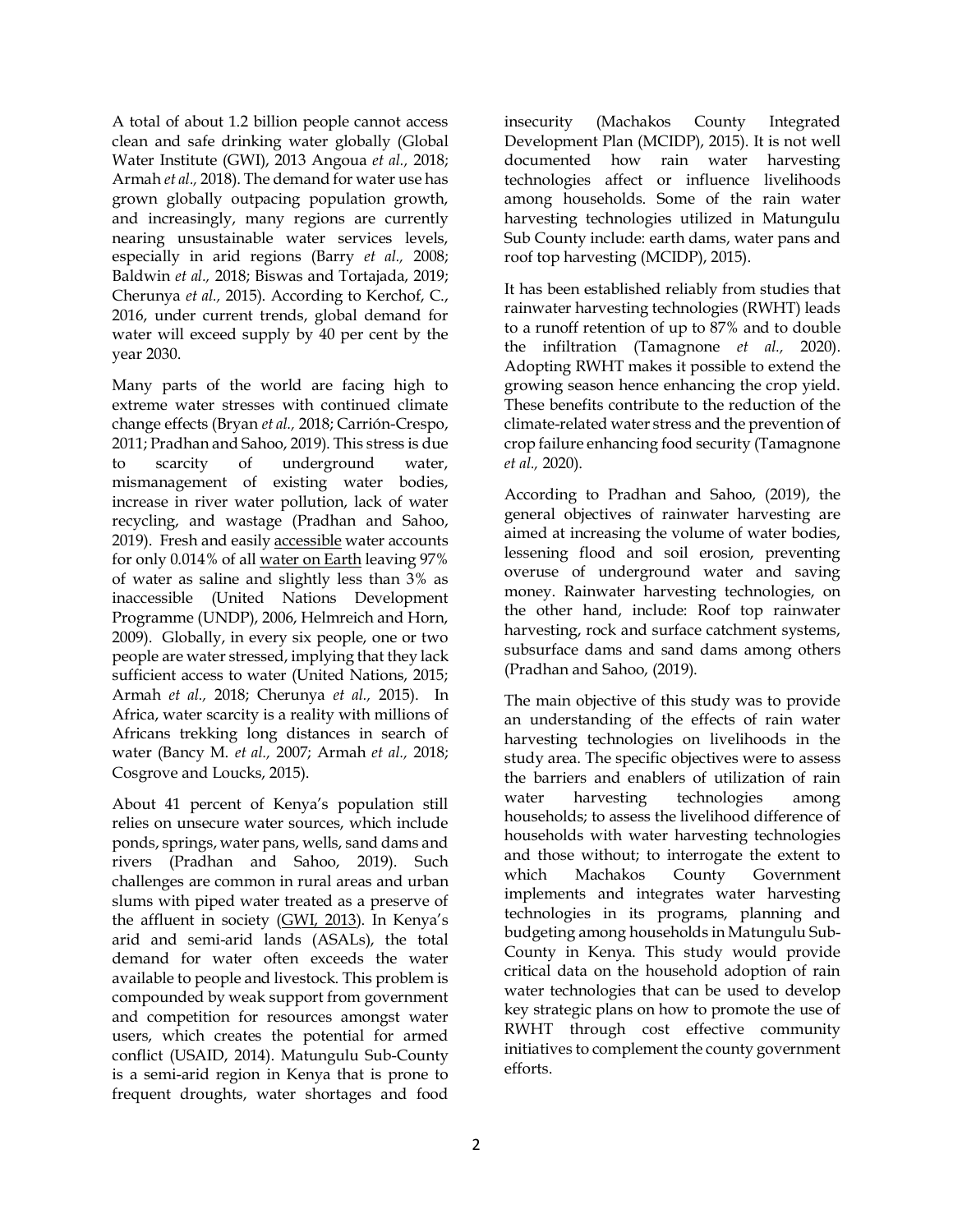A total of about 1.2 billion people cannot access clean and safe drinking water globally (Global Water Institute (GWI), 2013 Angoua *et al.,* 2018; Armah *et al.,* 2018). The demand for water use has grown globally outpacing population growth, and increasingly, many regions are currently nearing unsustainable water services levels, especially in arid regions (Barry *et al.,* 2008; Baldwin *et al.,* 2018; Biswas and Tortajada, 2019; Cherunya *et al.,* 2015). According to Kerchof, C., 2016, under current trends, global demand for water will exceed supply by 40 per cent by the year 2030.

Many parts of the world are facing high to extreme water stresses with continued climate change effects (Bryan *et al.,* 2018; Carrión-Crespo, 2011; Pradhan and Sahoo, 2019). This stress is due to scarcity of underground water, mismanagement of existing water bodies, increase in river water pollution, lack of water recycling, and wastage (Pradhan and Sahoo, 2019). Fresh and easily accessible water accounts for only 0.014% of all water on Earth leaving 97% of water as saline and slightly less than 3% as inaccessible (United Nations Development Programme (UNDP), 2006, Helmreich and Horn, 2009). Globally, in every six people, one or two people are water stressed, implying that they lack sufficient access to water (United Nations, 2015; Armah *et al.,* 2018; Cherunya *et al.,* 2015). In Africa, water scarcity is a reality with millions of Africans trekking long distances in search of water (Bancy M. *et al.,* 2007; Armah *et al.,* 2018; Cosgrove and Loucks, 2015).

About 41 percent of Kenya's population still relies on unsecure water sources, which include ponds, springs, water pans, wells, sand dams and rivers (Pradhan and Sahoo, 2019). Such challenges are common in rural areas and urban slums with piped water treated as a preserve of the affluent in society (GWI, 2013). In Kenya's arid and semi-arid lands (ASALs), the total demand for water often exceeds the water available to people and livestock. This problem is compounded by weak support from government and competition for resources amongst water users, which creates the potential for armed conflict (USAID, 2014). Matungulu Sub-County is a semi-arid region in Kenya that is prone to frequent droughts, water shortages and food insecurity (Machakos County Integrated Development Plan (MCIDP), 2015). It is not well documented how rain water harvesting technologies affect or influence livelihoods among households. Some of the rain water harvesting technologies utilized in Matungulu Sub County include: earth dams, water pans and roof top harvesting (MCIDP), 2015).

It has been established reliably from studies that rainwater harvesting technologies (RWHT) leads to a runoff retention of up to 87% and to double the infiltration (Tamagnone *et al.,* 2020). Adopting RWHT makes it possible to extend the growing season hence enhancing the crop yield. These benefits contribute to the reduction of the climate-related water stress and the prevention of crop failure enhancing food security (Tamagnone *et al.,* 2020).

According to Pradhan and Sahoo, (2019), the general objectives of rainwater harvesting are aimed at increasing the volume of water bodies, lessening flood and soil erosion, preventing overuse of underground water and saving money. Rainwater harvesting technologies, on the other hand, include: Roof top rainwater harvesting, rock and surface catchment systems, subsurface dams and sand dams among others (Pradhan and Sahoo, (2019).

The main objective of this study was to provide an understanding of the effects of rain water harvesting technologies on livelihoods in the study area. The specific objectives were to assess the barriers and enablers of utilization of rain water harvesting technologies among households; to assess the livelihood difference of households with water harvesting technologies and those without; to interrogate the extent to which Machakos County Government implements and integrates water harvesting technologies in its programs, planning and budgeting among households in Matungulu Sub-County in Kenya. This study would provide critical data on the household adoption of rain water technologies that can be used to develop key strategic plans on how to promote the use of RWHT through cost effective community initiatives to complement the county government efforts.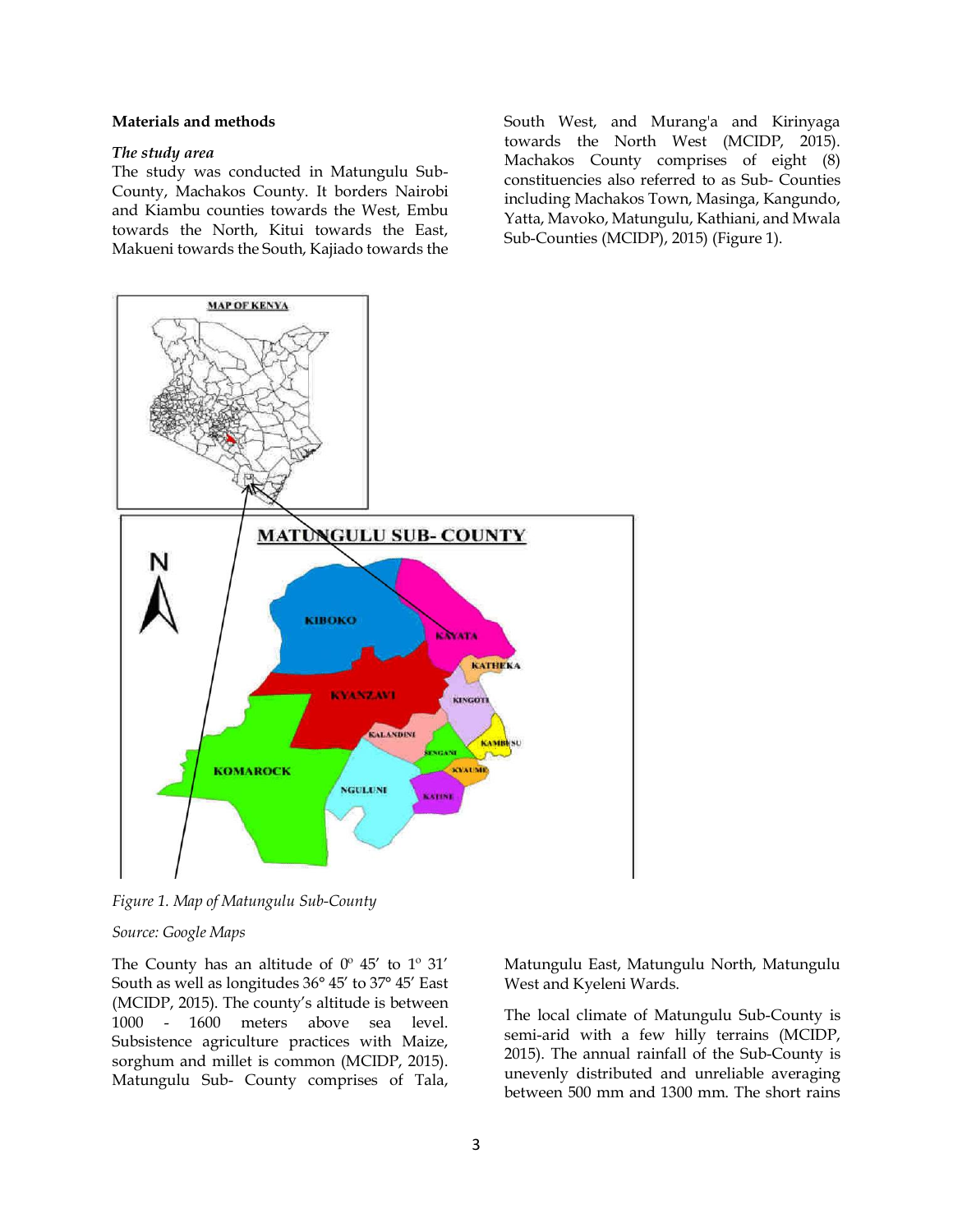## Materials and methods

### *The study area*

The study was conducted in Matungulu Sub-County, Machakos County. It borders Nairobi and Kiambu counties towards the West, Embu towards the North, Kitui towards the East, Makueni towards the South, Kajiado towards the South West, and Murang'a and Kirinyaga towards the North West (MCIDP, 2015). Machakos County comprises of eight (8) constituencies also referred to as Sub- Counties including Machakos Town, Masinga, Kangundo, Yatta, Mavoko, Matungulu, Kathiani, and Mwala Sub-Counties (MCIDP), 2015) (Figure 1).

*Figure 1. Map of Matungulu Sub-County*

*Source: Google Maps*

The County has an altitude of 0° 45′ to 1° 31′ South as well as longitudes 36° 45′ to 37° 45′ East (MCIDP, 2015). The county's altitude is between 1000 - 1600 meters above sea level. Subsistence agriculture practices with Maize, sorghum and millet is common (MCIDP, 2015). Matungulu Sub- County comprises of Tala, Matungulu East, Matungulu North, Matungulu West and Kyeleni Wards.

The local climate of Matungulu Sub-County is semi-arid with a few hilly terrains (MCIDP, 2015). The annual rainfall of the Sub-County is unevenly distributed and unreliable averaging between 500 mm and 1300 mm. The short rains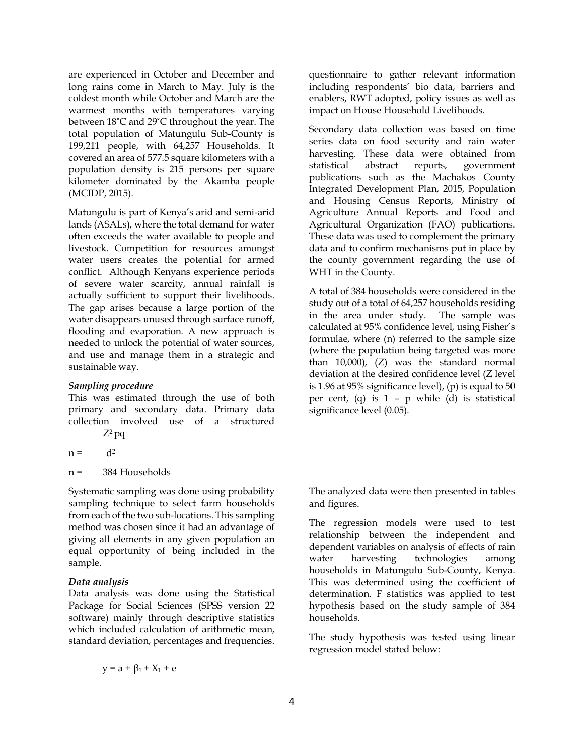are experienced in October and December and long rains come in March to May. July is the coldest month while October and March are the warmest months with temperatures varying between 18˚C and 29˚C throughout the year. The total population of Matungulu Sub-County is 199,211 people, with 64,257 Households. It covered an area of 577.5 square kilometers with a population density is 215 persons per square kilometer dominated by the Akamba people (MCIDP, 2015).

Matungulu is part of Kenya's arid and semi-arid lands (ASALs), where the total demand for water often exceeds the water available to people and livestock. Competition for resources amongst water users creates the potential for armed conflict. Although Kenyans experience periods of severe water scarcity, annual rainfall is actually sufficient to support their livelihoods. The gap arises because a large portion of the water disappears unused through surface runoff, flooding and evaporation. A new approach is needed to unlock the potential of water sources, and use and manage them in a strategic and sustainable way.

***Sampling procedure***

This was estimated through the use of both primary and secondary data. Primary data collection involved use of a structured questionnaire to gather relevant information including respondents' bio data, barriers and enablers, RWT adopted, policy issues as well as impact on House Household Livelihoods.

Secondary data collection was based on time series data on food security and rain water harvesting. These data were obtained from statistical abstract reports, government publications such as the Machakos County Integrated Development Plan, 2015, Population and Housing Census Reports, Ministry of Agriculture Annual Reports and Food and Agricultural Organization (FAO) publications. These data was used to complement the primary data and to confirm mechanisms put in place by the county government regarding the use of WHT in the County.

A total of 384 households were considered in the study out of a total of 64,257 households residing in the area under study. The sample was calculated at 95% confidence level, using Fisher's formulae, where (n) referred to the sample size (where the population being targeted was more than 10,000), (Z) was the standard normal deviation at the desired confidence level (Z level is 1.96 at 95% significance level), (p) is equal to 50 per cent, (q) is 1 – p while (d) is statistical significance level (0.05).

$$n = \frac{Z^2 pq}{d^2}$$

n = 384 Households

Systematic sampling was done using probability sampling technique to select farm households from each of the two sub-locations. This sampling method was chosen since it had an advantage of giving all elements in any given population an equal opportunity of being included in the sample.

***Data analysis***

Data analysis was done using the Statistical Package for Social Sciences (SPSS version 22 software) mainly through descriptive statistics which included calculation of arithmetic mean, standard deviation, percentages and frequencies. The analyzed data were then presented in tables and figures.

The regression models were used to test relationship between the independent and dependent variables on analysis of effects of rain water harvesting technologies among households in Matungulu Sub-County, Kenya. This was determined using the coefficient of determination. F statistics was applied to test hypothesis based on the study sample of 384 households.

The study hypothesis was tested using linear regression model stated below:

$$y = a + \beta_1 + X_1 + e$$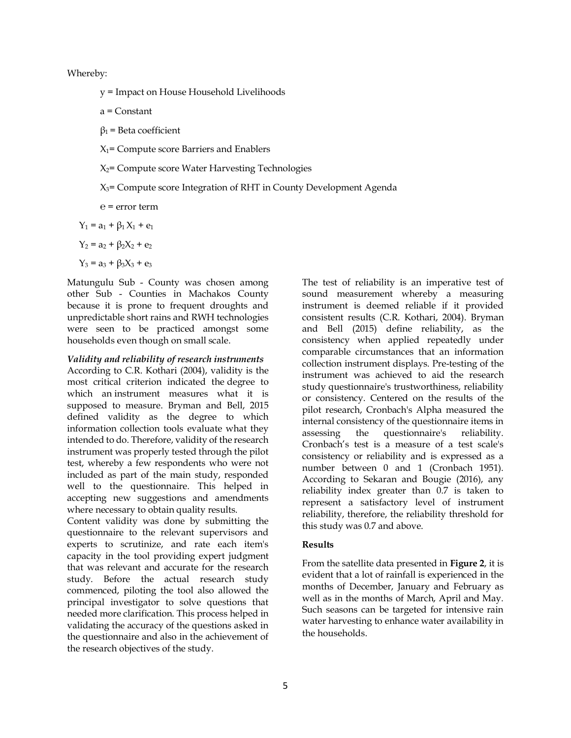Whereby:

y = Impact on House Household Livelihoods

a = Constant

$\beta_1$ = Beta coefficient

$X_1$= Compute score Barriers and Enablers

$X_2$= Compute score Water Harvesting Technologies

$X_3$= Compute score Integration of RHT in County Development Agenda

e = error term

$$Y_1 = a_1 + \beta_1 X_1 + e_1$$

$$Y_2 = a_2 + \beta_2 X_2 + e_2$$

$$Y_3 = a_3 + \beta_3 X_3 + e_3$$

Matungulu Sub - County was chosen among other Sub - Counties in Machakos County because it is prone to frequent droughts and unpredictable short rains and RWH technologies were seen to be practiced amongst some households even though on small scale.

***Validity and reliability of research instruments***

According to C.R. Kothari (2004), validity is the most critical criterion indicated the degree to which an instrument measures what it is supposed to measure. Bryman and Bell, 2015 defined validity as the degree to which information collection tools evaluate what they intended to do. Therefore, validity of the research instrument was properly tested through the pilot test, whereby a few respondents who were not included as part of the main study, responded well to the questionnaire. This helped in accepting new suggestions and amendments where necessary to obtain quality results.

Content validity was done by submitting the questionnaire to the relevant supervisors and experts to scrutinize, and rate each item's capacity in the tool providing expert judgment that was relevant and accurate for the research study. Before the actual research study commenced, piloting the tool also allowed the principal investigator to solve questions that needed more clarification. This process helped in validating the accuracy of the questions asked in the questionnaire and also in the achievement of the research objectives of the study.

The test of reliability is an imperative test of sound measurement whereby a measuring instrument is deemed reliable if it provided consistent results (C.R. Kothari, 2004). Bryman and Bell (2015) define reliability, as the consistency when applied repeatedly under comparable circumstances that an information collection instrument displays. Pre-testing of the instrument was achieved to aid the research study questionnaire's trustworthiness, reliability or consistency. Centered on the results of the pilot research, Cronbach's Alpha measured the internal consistency of the questionnaire items in assessing the questionnaire's reliability. Cronbach's test is a measure of a test scale's consistency or reliability and is expressed as a number between 0 and 1 (Cronbach 1951). According to Sekaran and Bougie (2016), any reliability index greater than 0.7 is taken to represent a satisfactory level of instrument reliability, therefore, the reliability threshold for this study was 0.7 and above.

**Results**

From the satellite data presented in **Figure 2**, it is evident that a lot of rainfall is experienced in the months of December, January and February as well as in the months of March, April and May. Such seasons can be targeted for intensive rain water harvesting to enhance water availability in the households.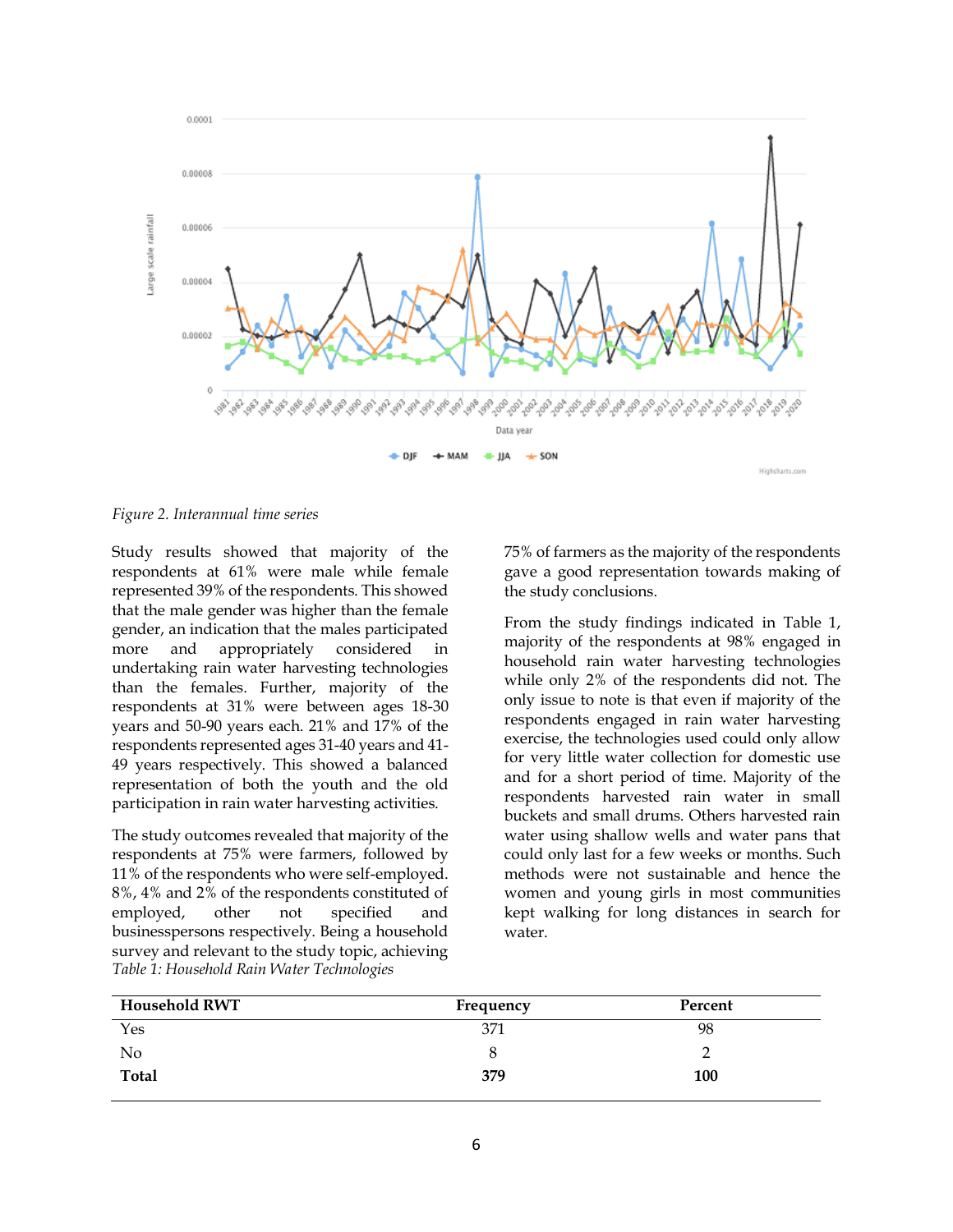*Figure 2. Interannual time series*

Study results showed that majority of the respondents at 61% were male while female represented 39% of the respondents. This showed that the male gender was higher than the female gender, an indication that the males participated more and appropriately considered in undertaking rain water harvesting technologies than the females. Further, majority of the respondents at 31% were between ages 18-30 years and 50-90 years each. 21% and 17% of the respondents represented ages 31-40 years and 41-49 years respectively. This showed a balanced representation of both the youth and the old participation in rain water harvesting activities.

The study outcomes revealed that majority of the respondents at 75% were farmers, followed by 11% of the respondents who were self-employed. 8%, 4% and 2% of the respondents constituted of employed, other not specified and businesspersons respectively. Being a household survey and relevant to the study topic, achieving 75% of farmers as the majority of the respondents gave a good representation towards making of the study conclusions.

From the study findings indicated in Table 1, majority of the respondents at 98% engaged in household rain water harvesting technologies while only 2% of the respondents did not. The only issue to note is that even if majority of the respondents engaged in rain water harvesting exercise, the technologies used could only allow for very little water collection for domestic use and for a short period of time. Majority of the respondents harvested rain water in small buckets and small drums. Others harvested rain water using shallow wells and water pans that could only last for a few weeks or months. Such methods were not sustainable and hence the women and young girls in most communities kept walking for long distances in search for water.

*Table 1: Household Rain Water Technologies*

| Household RWT | Frequency | Percent |
|---|---|---|
| Yes | 371 | 98 |
| No | 8 | 2 |
| **Total** | **379** | **100** |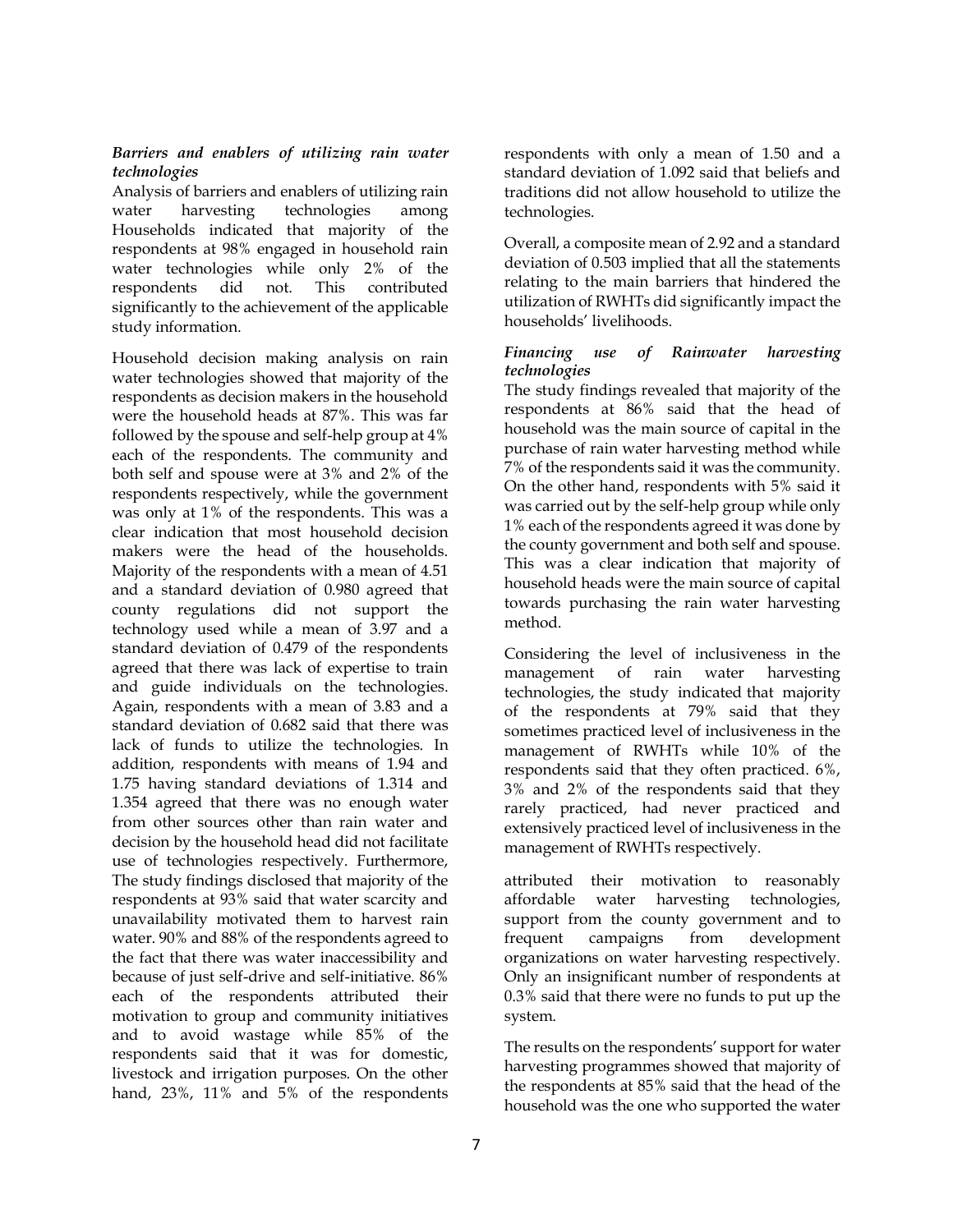***Barriers and enablers of utilizing rain water technologies***

Analysis of barriers and enablers of utilizing rain water harvesting technologies among Households indicated that majority of the respondents at 98% engaged in household rain water technologies while only 2% of the respondents did not. This contributed significantly to the achievement of the applicable study information.

Household decision making analysis on rain water technologies showed that majority of the respondents as decision makers in the household were the household heads at 87%. This was far followed by the spouse and self-help group at 4% each of the respondents. The community and both self and spouse were at 3% and 2% of the respondents respectively, while the government was only at 1% of the respondents. This was a clear indication that most household decision makers were the head of the households. Majority of the respondents with a mean of 4.51 and a standard deviation of 0.980 agreed that county regulations did not support the technology used while a mean of 3.97 and a standard deviation of 0.479 of the respondents agreed that there was lack of expertise to train and guide individuals on the technologies. Again, respondents with a mean of 3.83 and a standard deviation of 0.682 said that there was lack of funds to utilize the technologies. In addition, respondents with means of 1.94 and 1.75 having standard deviations of 1.314 and 1.354 agreed that there was no enough water from other sources other than rain water and decision by the household head did not facilitate use of technologies respectively. Furthermore, The study findings disclosed that majority of the respondents at 93% said that water scarcity and unavailability motivated them to harvest rain water. 90% and 88% of the respondents agreed to the fact that there was water inaccessibility and because of just self-drive and self-initiative. 86% each of the respondents attributed their motivation to group and community initiatives and to avoid wastage while 85% of the respondents said that it was for domestic, livestock and irrigation purposes. On the other hand, 23%, 11% and 5% of the respondents attributed their motivation to reasonably affordable water harvesting technologies, support from the county government and to frequent campaigns from development organizations on water harvesting respectively. Only an insignificant number of respondents at 0.3% said that there were no funds to put up the system.

respondents with only a mean of 1.50 and a standard deviation of 1.092 said that beliefs and traditions did not allow household to utilize the technologies.

Overall, a composite mean of 2.92 and a standard deviation of 0.503 implied that all the statements relating to the main barriers that hindered the utilization of RWHTs did significantly impact the households' livelihoods.

***Financing use of Rainwater harvesting technologies***

The study findings revealed that majority of the respondents at 86% said that the head of household was the main source of capital in the purchase of rain water harvesting method while 7% of the respondents said it was the community. On the other hand, respondents with 5% said it was carried out by the self-help group while only 1% each of the respondents agreed it was done by the county government and both self and spouse. This was a clear indication that majority of household heads were the main source of capital towards purchasing the rain water harvesting method.

Considering the level of inclusiveness in the management of rain water harvesting technologies, the study indicated that majority of the respondents at 79% said that they sometimes practiced level of inclusiveness in the management of RWHTs while 10% of the respondents said that they often practiced. 6%, 3% and 2% of the respondents said that they rarely practiced, had never practiced and extensively practiced level of inclusiveness in the management of RWHTs respectively.

The results on the respondents' support for water harvesting programmes showed that majority of the respondents at 85% said that the head of the household was the one who supported the water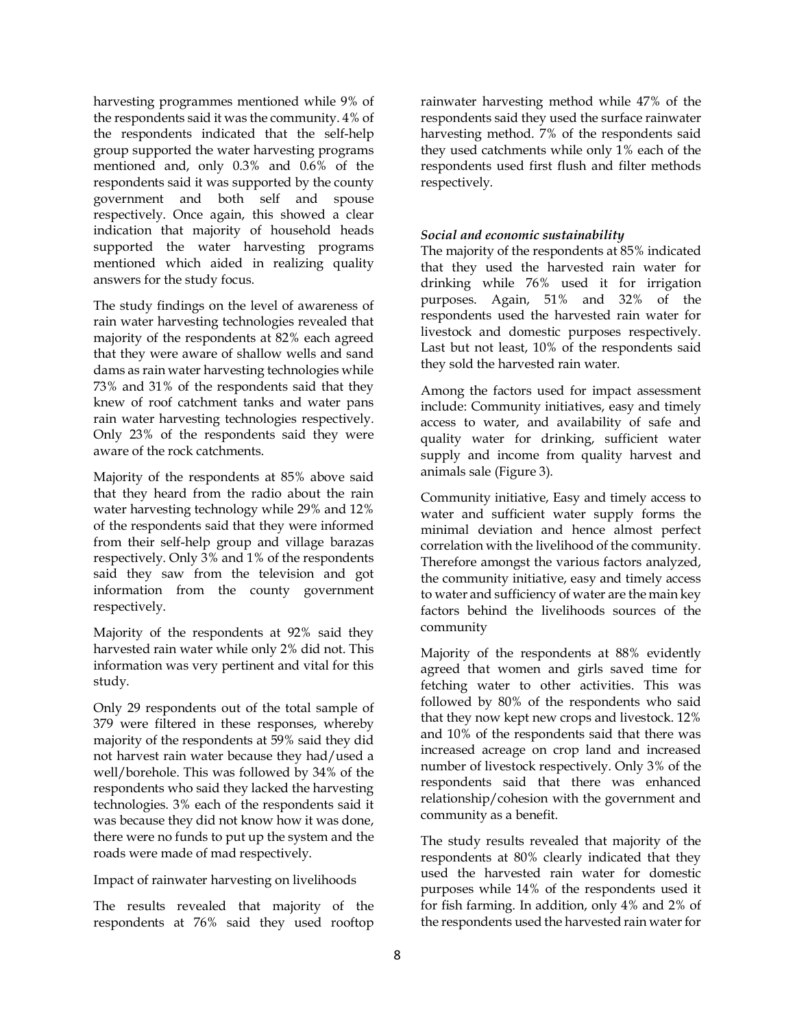harvesting programmes mentioned while 9% of the respondents said it was the community. 4% of the respondents indicated that the self-help group supported the water harvesting programs mentioned and, only 0.3% and 0.6% of the respondents said it was supported by the county government and both self and spouse respectively. Once again, this showed a clear indication that majority of household heads supported the water harvesting programs mentioned which aided in realizing quality answers for the study focus.

The study findings on the level of awareness of rain water harvesting technologies revealed that majority of the respondents at 82% each agreed that they were aware of shallow wells and sand dams as rain water harvesting technologies while 73% and 31% of the respondents said that they knew of roof catchment tanks and water pans rain water harvesting technologies respectively. Only 23% of the respondents said they were aware of the rock catchments.

Majority of the respondents at 85% above said that they heard from the radio about the rain water harvesting technology while 29% and 12% of the respondents said that they were informed from their self-help group and village barazas respectively. Only 3% and 1% of the respondents said they saw from the television and got information from the county government respectively.

Majority of the respondents at 92% said they harvested rain water while only 2% did not. This information was very pertinent and vital for this study.

Only 29 respondents out of the total sample of 379 were filtered in these responses, whereby majority of the respondents at 59% said they did not harvest rain water because they had/used a well/borehole. This was followed by 34% of the respondents who said they lacked the harvesting technologies. 3% each of the respondents said it was because they did not know how it was done, there were no funds to put up the system and the roads were made of mad respectively.

Impact of rainwater harvesting on livelihoods

The results revealed that majority of the respondents at 76% said they used rooftop rainwater harvesting method while 47% of the respondents said they used the surface rainwater harvesting method. 7% of the respondents said they used catchments while only 1% each of the respondents used first flush and filter methods respectively.

***Social and economic sustainability***

The majority of the respondents at 85% indicated that they used the harvested rain water for drinking while 76% used it for irrigation purposes. Again, 51% and 32% of the respondents used the harvested rain water for livestock and domestic purposes respectively. Last but not least, 10% of the respondents said they sold the harvested rain water.

Among the factors used for impact assessment include: Community initiatives, easy and timely access to water, and availability of safe and quality water for drinking, sufficient water supply and income from quality harvest and animals sale (Figure 3).

Community initiative, Easy and timely access to water and sufficient water supply forms the minimal deviation and hence almost perfect correlation with the livelihood of the community. Therefore amongst the various factors analyzed, the community initiative, easy and timely access to water and sufficiency of water are the main key factors behind the livelihoods sources of the community

Majority of the respondents at 88% evidently agreed that women and girls saved time for fetching water to other activities. This was followed by 80% of the respondents who said that they now kept new crops and livestock. 12% and 10% of the respondents said that there was increased acreage on crop land and increased number of livestock respectively. Only 3% of the respondents said that there was enhanced relationship/cohesion with the government and community as a benefit.

The study results revealed that majority of the respondents at 80% clearly indicated that they used the harvested rain water for domestic purposes while 14% of the respondents used it for fish farming. In addition, only 4% and 2% of the respondents used the harvested rain water for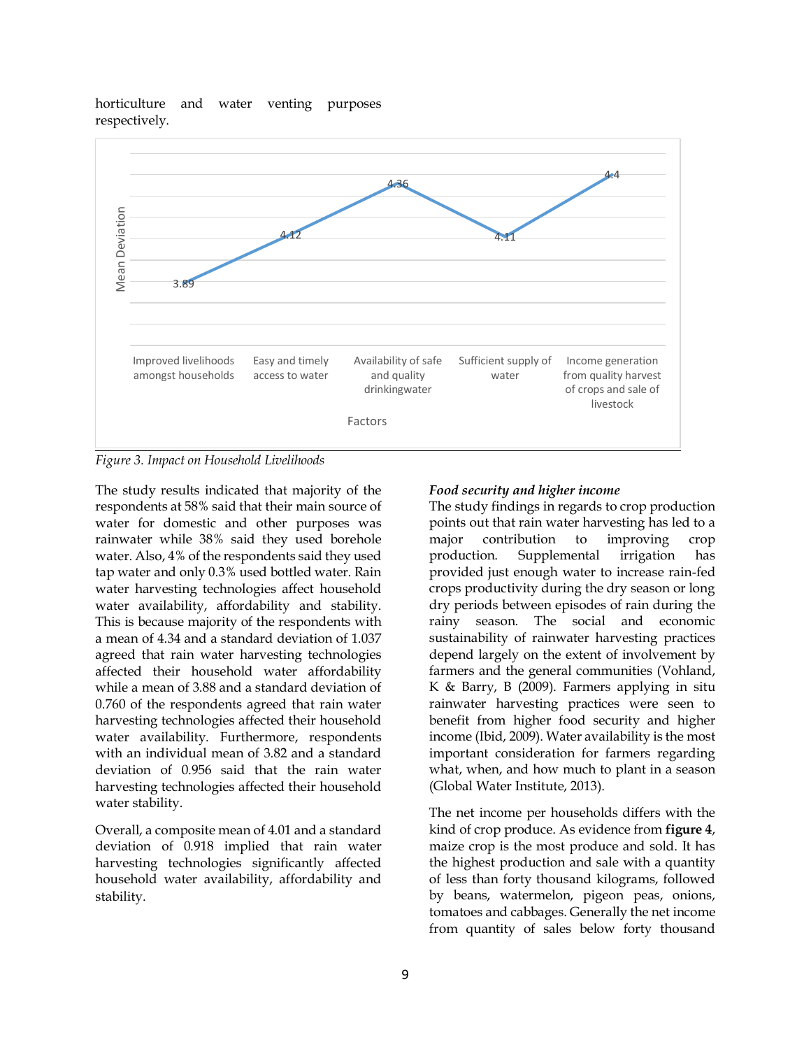horticulture and water venting purposes respectively.

Figure 3. Impact on Household Livelihoods

The study results indicated that majority of the respondents at 58% said that their main source of water for domestic and other purposes was rainwater while 38% said they used borehole water. Also, 4% of the respondents said they used tap water and only 0.3% used bottled water. Rain water harvesting technologies affect household water availability, affordability and stability. This is because majority of the respondents with a mean of 4.34 and a standard deviation of 1.037 agreed that rain water harvesting technologies affected their household water affordability while a mean of 3.88 and a standard deviation of 0.760 of the respondents agreed that rain water harvesting technologies affected their household water availability. Furthermore, respondents with an individual mean of 3.82 and a standard deviation of 0.956 said that the rain water harvesting technologies affected their household water stability.

Overall, a composite mean of 4.01 and a standard deviation of 0.918 implied that rain water harvesting technologies significantly affected household water availability, affordability and stability.

***Food security and higher income***

The study findings in regards to crop production points out that rain water harvesting has led to a major contribution to improving crop production. Supplemental irrigation has provided just enough water to increase rain-fed crops productivity during the dry season or long dry periods between episodes of rain during the rainy season. The social and economic sustainability of rainwater harvesting practices depend largely on the extent of involvement by farmers and the general communities (Vohland, K & Barry, B (2009). Farmers applying in situ rainwater harvesting practices were seen to benefit from higher food security and higher income (Ibid, 2009). Water availability is the most important consideration for farmers regarding what, when, and how much to plant in a season (Global Water Institute, 2013).

The net income per households differs with the kind of crop produce. As evidence from **figure 4**, maize crop is the most produce and sold. It has the highest production and sale with a quantity of less than forty thousand kilograms, followed by beans, watermelon, pigeon peas, onions, tomatoes and cabbages. Generally the net income from quantity of sales below forty thousand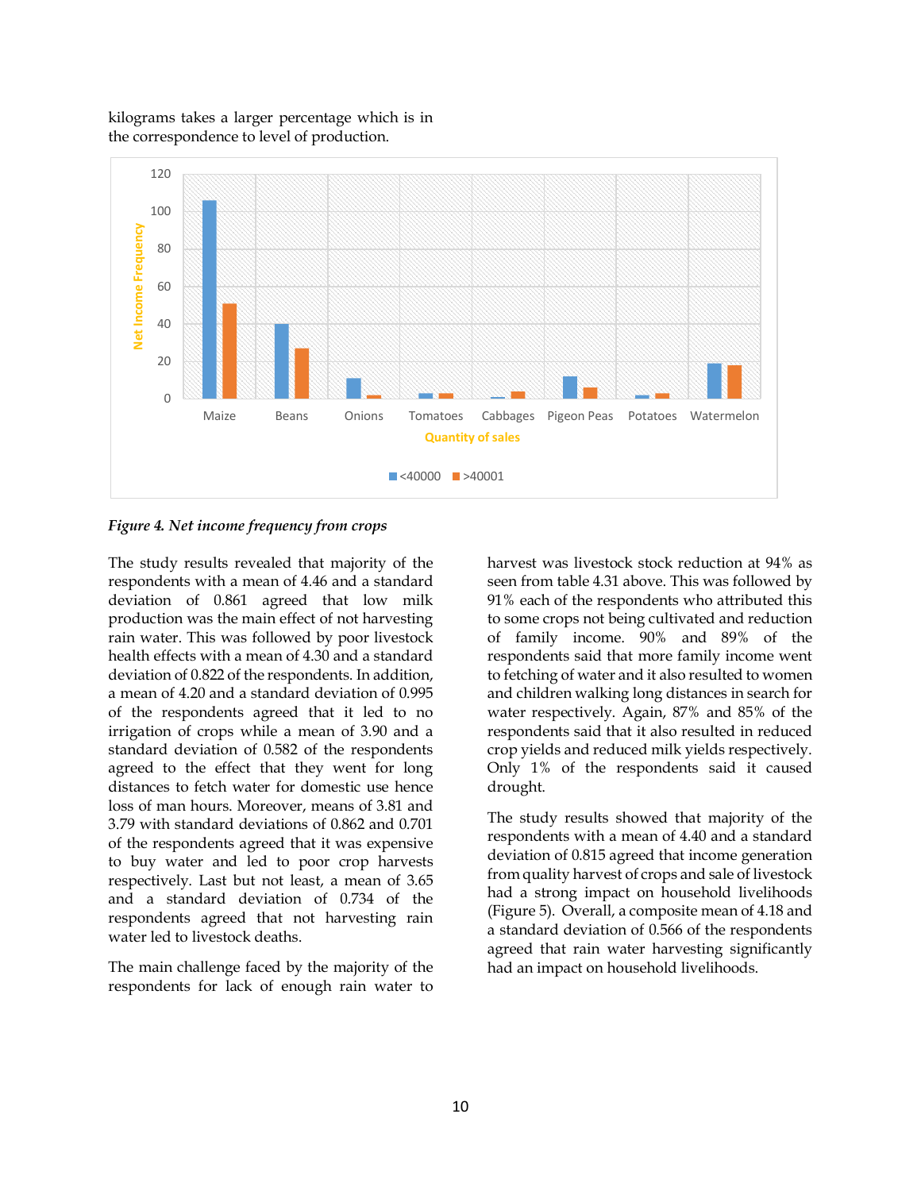kilograms takes a larger percentage which is in the correspondence to level of production.

*Figure 4. Net income frequency from crops*

The study results revealed that majority of the respondents with a mean of 4.46 and a standard deviation of 0.861 agreed that low milk production was the main effect of not harvesting rain water. This was followed by poor livestock health effects with a mean of 4.30 and a standard deviation of 0.822 of the respondents. In addition, a mean of 4.20 and a standard deviation of 0.995 of the respondents agreed that it led to no irrigation of crops while a mean of 3.90 and a standard deviation of 0.582 of the respondents agreed to the effect that they went for long distances to fetch water for domestic use hence loss of man hours. Moreover, means of 3.81 and 3.79 with standard deviations of 0.862 and 0.701 of the respondents agreed that it was expensive to buy water and led to poor crop harvests respectively. Last but not least, a mean of 3.65 and a standard deviation of 0.734 of the respondents agreed that not harvesting rain water led to livestock deaths.

The main challenge faced by the majority of the respondents for lack of enough rain water to harvest was livestock stock reduction at 94% as seen from table 4.31 above. This was followed by 91% each of the respondents who attributed this to some crops not being cultivated and reduction of family income. 90% and 89% of the respondents said that more family income went to fetching of water and it also resulted to women and children walking long distances in search for water respectively. Again, 87% and 85% of the respondents said that it also resulted in reduced crop yields and reduced milk yields respectively. Only 1% of the respondents said it caused drought.

The study results showed that majority of the respondents with a mean of 4.40 and a standard deviation of 0.815 agreed that income generation from quality harvest of crops and sale of livestock had a strong impact on household livelihoods (Figure 5). Overall, a composite mean of 4.18 and a standard deviation of 0.566 of the respondents agreed that rain water harvesting significantly had an impact on household livelihoods.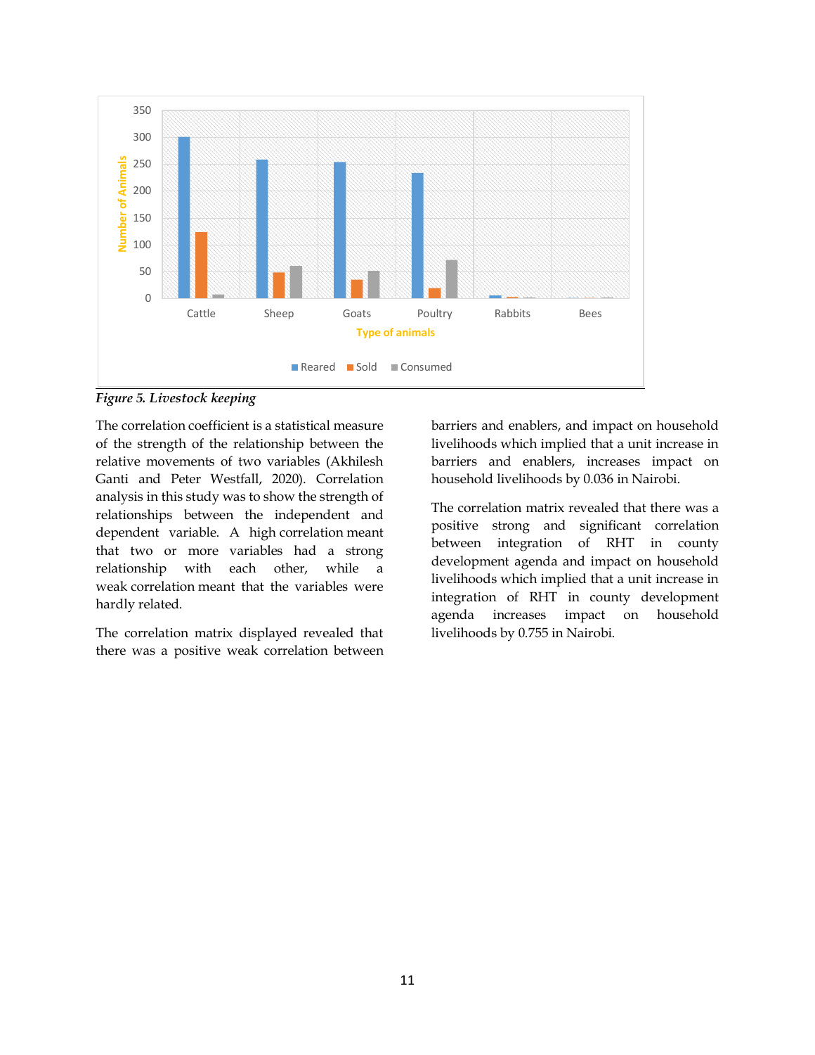*Figure 5. Livestock keeping*

The correlation coefficient is a statistical measure of the strength of the relationship between the relative movements of two variables (Akhilesh Ganti and Peter Westfall, 2020). Correlation analysis in this study was to show the strength of relationships between the independent and dependent variable. A high correlation meant that two or more variables had a strong relationship with each other, while a weak correlation meant that the variables were hardly related.

The correlation matrix displayed revealed that there was a positive weak correlation between barriers and enablers, and impact on household livelihoods which implied that a unit increase in barriers and enablers, increases impact on household livelihoods by 0.036 in Nairobi.

The correlation matrix revealed that there was a positive strong and significant correlation between integration of RHT in county development agenda and impact on household livelihoods which implied that a unit increase in integration of RHT in county development agenda increases impact on household livelihoods by 0.755 in Nairobi.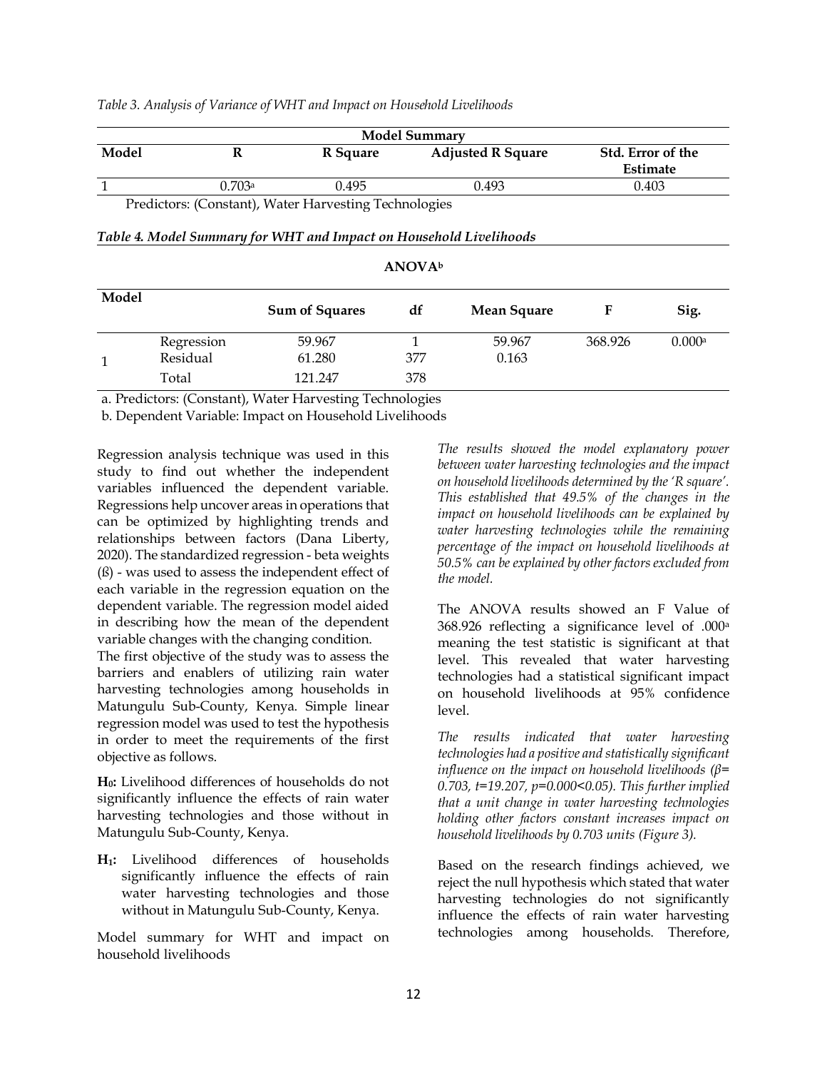*Table 3. Analysis of Variance of WHT and Impact on Household Livelihoods*

| Model Summary | | | | |
|---|---|---|---|---|
| **Model** | **R** | **R Square** | **Adjusted R Square** | **Std. Error of the Estimate** |
| 1 | 0.703[a] | 0.495 | 0.493 | 0.403 |

Predictors: (Constant), Water Harvesting Technologies

***Table 4. Model Summary for WHT and Impact on Household Livelihoods***

**ANOVA[b]**

| Model | | Sum of Squares | df | Mean Square | F | Sig. |
|---|---|---|---|---|---|---|
| 1 | Regression | 59.967 | 1 | 59.967 | 368.926 | 0.000[a] |
| | Residual | 61.280 | 377 | 0.163 | | |
| | Total | 121.247 | 378 | | | |

a. Predictors: (Constant), Water Harvesting Technologies

b. Dependent Variable: Impact on Household Livelihoods

Regression analysis technique was used in this study to find out whether the independent variables influenced the dependent variable. Regressions help uncover areas in operations that can be optimized by highlighting trends and relationships between factors (Dana Liberty, 2020). The standardized regression - beta weights (ß) - was used to assess the independent effect of each variable in the regression equation on the dependent variable. The regression model aided in describing how the mean of the dependent variable changes with the changing condition.
The first objective of the study was to assess the barriers and enablers of utilizing rain water harvesting technologies among households in Matungulu Sub-County, Kenya. Simple linear regression model was used to test the hypothesis in order to meet the requirements of the first objective as follows.

**$H_0$:** Livelihood differences of households do not significantly influence the effects of rain water harvesting technologies and those without in Matungulu Sub-County, Kenya.

**$H_1$:** Livelihood differences of households significantly influence the effects of rain water harvesting technologies and those without in Matungulu Sub-County, Kenya.

Model summary for WHT and impact on household livelihoods

*The results showed the model explanatory power between water harvesting technologies and the impact on household livelihoods determined by the 'R square'. This established that 49.5% of the changes in the impact on household livelihoods can be explained by water harvesting technologies while the remaining percentage of the impact on household livelihoods at 50.5% can be explained by other factors excluded from the model.*

The ANOVA results showed an F Value of 368.926 reflecting a significance level of .000[a] meaning the test statistic is significant at that level. This revealed that water harvesting technologies had a statistical significant impact on household livelihoods at 95% confidence level.

*The results indicated that water harvesting technologies had a positive and statistically significant influence on the impact on household livelihoods ($\beta$= 0.703, t=19.207, p=0.000<0.05). This further implied that a unit change in water harvesting technologies holding other factors constant increases impact on household livelihoods by 0.703 units (Figure 3).*

Based on the research findings achieved, we reject the null hypothesis which stated that water harvesting technologies do not significantly influence the effects of rain water harvesting technologies among households. Therefore,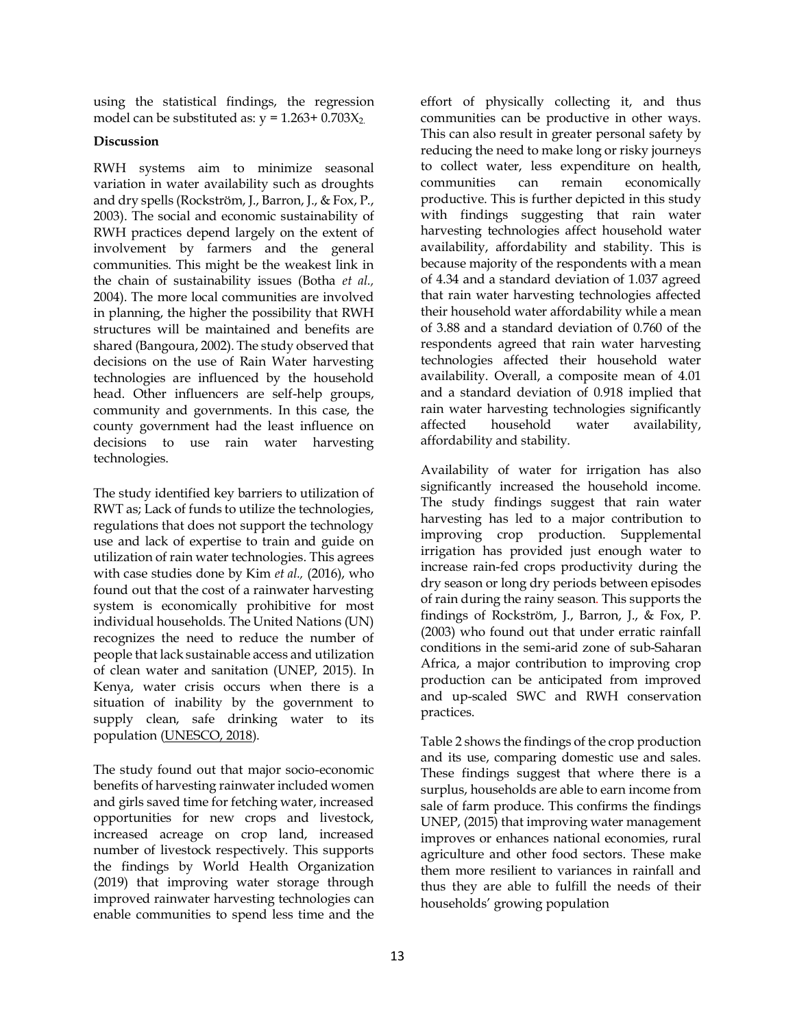using the statistical findings, the regression model can be substituted as: $y = 1.263 + 0.703X_2$.

**Discussion**

RWH systems aim to minimize seasonal variation in water availability such as droughts and dry spells (Rockström, J., Barron, J., & Fox, P., 2003). The social and economic sustainability of RWH practices depend largely on the extent of involvement by farmers and the general communities. This might be the weakest link in the chain of sustainability issues (Botha *et al.,* 2004). The more local communities are involved in planning, the higher the possibility that RWH structures will be maintained and benefits are shared (Bangoura, 2002). The study observed that decisions on the use of Rain Water harvesting technologies are influenced by the household head. Other influencers are self-help groups, community and governments. In this case, the county government had the least influence on decisions to use rain water harvesting technologies.

The study identified key barriers to utilization of RWT as; Lack of funds to utilize the technologies, regulations that does not support the technology use and lack of expertise to train and guide on utilization of rain water technologies. This agrees with case studies done by Kim *et al.,* (2016), who found out that the cost of a rainwater harvesting system is economically prohibitive for most individual households. The United Nations (UN) recognizes the need to reduce the number of people that lack sustainable access and utilization of clean water and sanitation (UNEP, 2015). In Kenya, water crisis occurs when there is a situation of inability by the government to supply clean, safe drinking water to its population (UNESCO, 2018).

The study found out that major socio-economic benefits of harvesting rainwater included women and girls saved time for fetching water, increased opportunities for new crops and livestock, increased acreage on crop land, increased number of livestock respectively. This supports the findings by World Health Organization (2019) that improving water storage through improved rainwater harvesting technologies can enable communities to spend less time and the effort of physically collecting it, and thus communities can be productive in other ways. This can also result in greater personal safety by reducing the need to make long or risky journeys to collect water, less expenditure on health, communities can remain economically productive. This is further depicted in this study with findings suggesting that rain water harvesting technologies affect household water availability, affordability and stability. This is because majority of the respondents with a mean of 4.34 and a standard deviation of 1.037 agreed that rain water harvesting technologies affected their household water affordability while a mean of 3.88 and a standard deviation of 0.760 of the respondents agreed that rain water harvesting technologies affected their household water availability. Overall, a composite mean of 4.01 and a standard deviation of 0.918 implied that rain water harvesting technologies significantly affected household water availability, affordability and stability.

Availability of water for irrigation has also significantly increased the household income. The study findings suggest that rain water harvesting has led to a major contribution to improving crop production. Supplemental irrigation has provided just enough water to increase rain-fed crops productivity during the dry season or long dry periods between episodes of rain during the rainy season. This supports the findings of Rockström, J., Barron, J., & Fox, P. (2003) who found out that under erratic rainfall conditions in the semi-arid zone of sub-Saharan Africa, a major contribution to improving crop production can be anticipated from improved and up-scaled SWC and RWH conservation practices.

Table 2 shows the findings of the crop production and its use, comparing domestic use and sales. These findings suggest that where there is a surplus, households are able to earn income from sale of farm produce. This confirms the findings UNEP, (2015) that improving water management improves or enhances national economies, rural agriculture and other food sectors. These make them more resilient to variances in rainfall and thus they are able to fulfill the needs of their households' growing population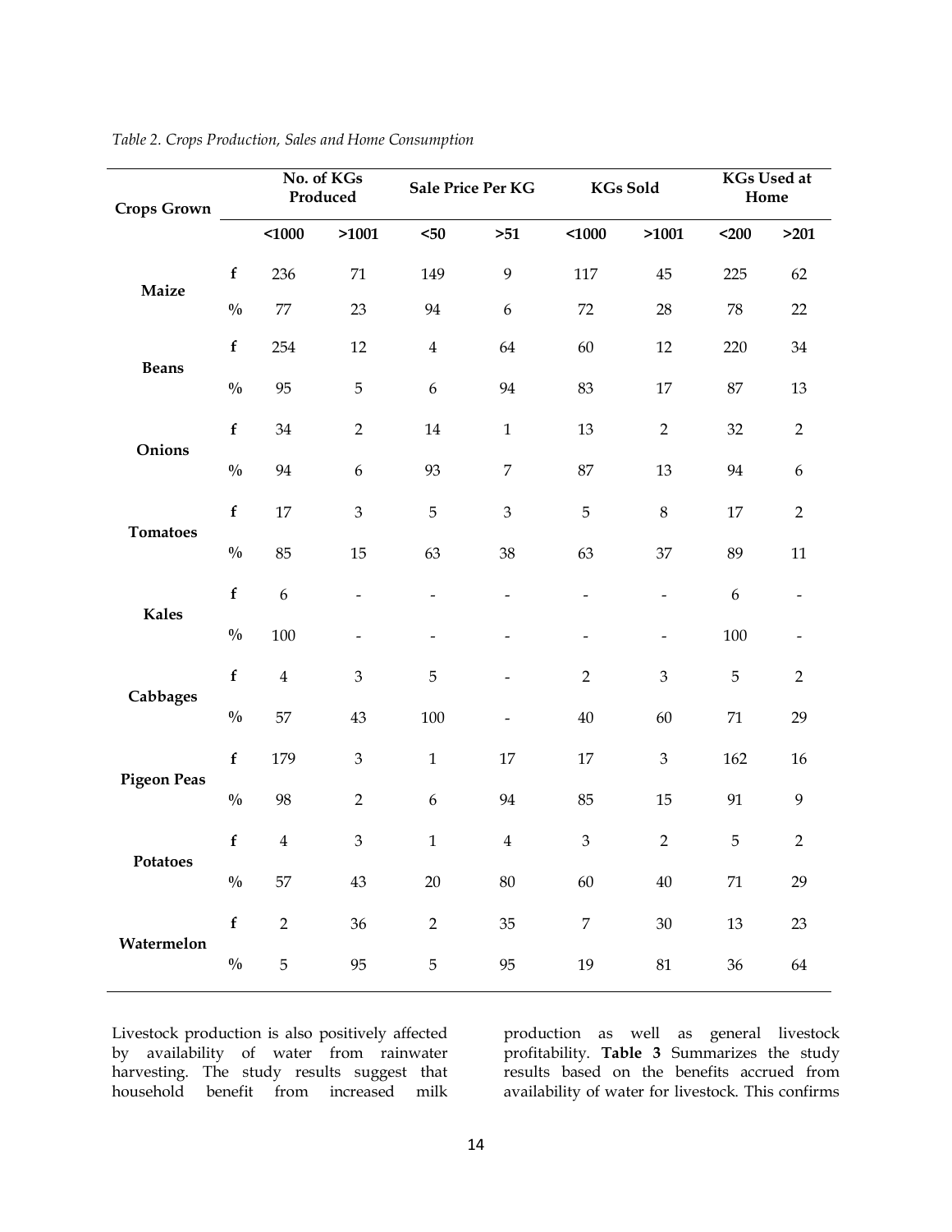*Table 2. Crops Production, Sales and Home Consumption*

| Crops Grown | | No. of KGs Produced | | Sale Price Per KG | | KGs Sold | | KGs Used at Home | |
|---|---|---|---|---|---|---|---|---|---|
| | | <1000 | >1001 | <50 | >51 | <1000 | >1001 | <200 | >201 |
| Maize | f | 236 | 71 | 149 | 9 | 117 | 45 | 225 | 62 |
| | % | 77 | 23 | 94 | 6 | 72 | 28 | 78 | 22 |
| Beans | f | 254 | 12 | 4 | 64 | 60 | 12 | 220 | 34 |
| | % | 95 | 5 | 6 | 94 | 83 | 17 | 87 | 13 |
| Onions | f | 34 | 2 | 14 | 1 | 13 | 2 | 32 | 2 |
| | % | 94 | 6 | 93 | 7 | 87 | 13 | 94 | 6 |
| Tomatoes | f | 17 | 3 | 5 | 3 | 5 | 8 | 17 | 2 |
| | % | 85 | 15 | 63 | 38 | 63 | 37 | 89 | 11 |
| Kales | f | 6 | - | - | - | - | - | 6 | - |
| | % | 100 | - | - | - | - | - | 100 | - |
| Cabbages | f | 4 | 3 | 5 | - | 2 | 3 | 5 | 2 |
| | % | 57 | 43 | 100 | - | 40 | 60 | 71 | 29 |
| Pigeon Peas | f | 179 | 3 | 1 | 17 | 17 | 3 | 162 | 16 |
| | % | 98 | 2 | 6 | 94 | 85 | 15 | 91 | 9 |
| Potatoes | f | 4 | 3 | 1 | 4 | 3 | 2 | 5 | 2 |
| | % | 57 | 43 | 20 | 80 | 60 | 40 | 71 | 29 |
| Watermelon | f | 2 | 36 | 2 | 35 | 7 | 30 | 13 | 23 |
| | % | 5 | 95 | 5 | 95 | 19 | 81 | 36 | 64 |

Livestock production is also positively affected by availability of water from rainwater harvesting. The study results suggest that household benefit from increased milk production as well as general livestock profitability. **Table 3** Summarizes the study results based on the benefits accrued from availability of water for livestock. This confirms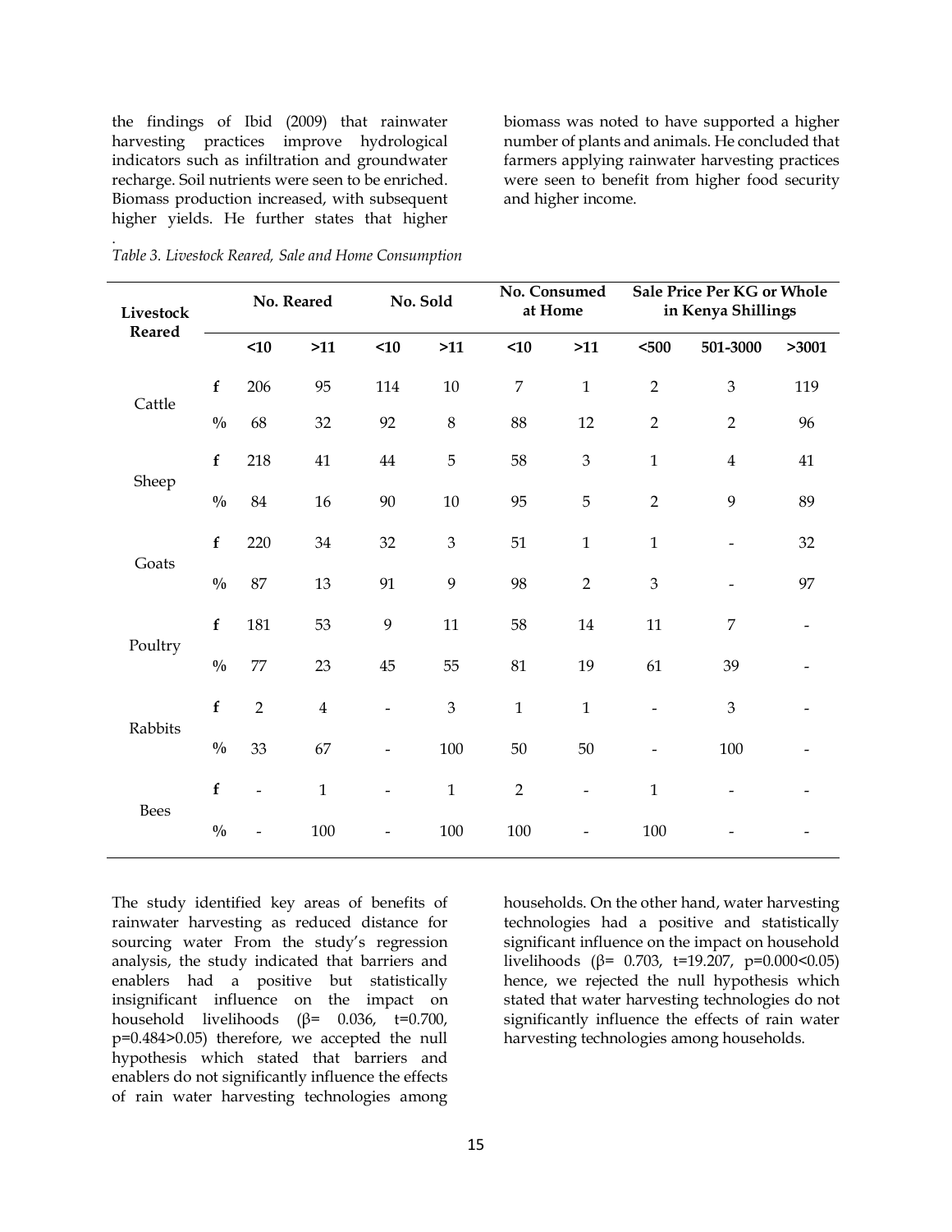the findings of Ibid (2009) that rainwater harvesting practices improve hydrological indicators such as infiltration and groundwater recharge. Soil nutrients were seen to be enriched. Biomass production increased, with subsequent higher yields. He further states that higher biomass was noted to have supported a higher number of plants and animals. He concluded that farmers applying rainwater harvesting practices were seen to benefit from higher food security and higher income.

*Table 3. Livestock Reared, Sale and Home Consumption*

| Livestock Reared | | No. Reared | | No. Sold | | No. Consumed at Home | | Sale Price Per KG or Whole in Kenya Shillings | | |
|---|---|---|---|---|---|---|---|---|---|---|
| | | <10 | >11 | <10 | >11 | <10 | >11 | <500 | 501-3000 | >3001 |
| Cattle | f | 206 | 95 | 114 | 10 | 7 | 1 | 2 | 3 | 119 |
| | % | 68 | 32 | 92 | 8 | 88 | 12 | 2 | 2 | 96 |
| Sheep | f | 218 | 41 | 44 | 5 | 58 | 3 | 1 | 4 | 41 |
| | % | 84 | 16 | 90 | 10 | 95 | 5 | 2 | 9 | 89 |
| Goats | f | 220 | 34 | 32 | 3 | 51 | 1 | 1 | - | 32 |
| | % | 87 | 13 | 91 | 9 | 98 | 2 | 3 | - | 97 |
| Poultry | f | 181 | 53 | 9 | 11 | 58 | 14 | 11 | 7 | - |
| | % | 77 | 23 | 45 | 55 | 81 | 19 | 61 | 39 | - |
| Rabbits | f | 2 | 4 | - | 3 | 1 | 1 | - | 3 | - |
| | % | 33 | 67 | - | 100 | 50 | 50 | - | 100 | - |
| Bees | f | - | 1 | - | 1 | 2 | - | 1 | - | - |
| | % | - | 100 | - | 100 | 100 | - | 100 | - | - |

The study identified key areas of benefits of rainwater harvesting as reduced distance for sourcing water From the study's regression analysis, the study indicated that barriers and enablers had a positive but statistically insignificant influence on the impact on household livelihoods ($\beta$= 0.036, t=0.700, p=0.484>0.05) therefore, we accepted the null hypothesis which stated that barriers and enablers do not significantly influence the effects of rain water harvesting technologies among households. On the other hand, water harvesting technologies had a positive and statistically significant influence on the impact on household livelihoods ($\beta$= 0.703, t=19.207, p=0.000<0.05) hence, we rejected the null hypothesis which stated that water harvesting technologies do not significantly influence the effects of rain water harvesting technologies among households.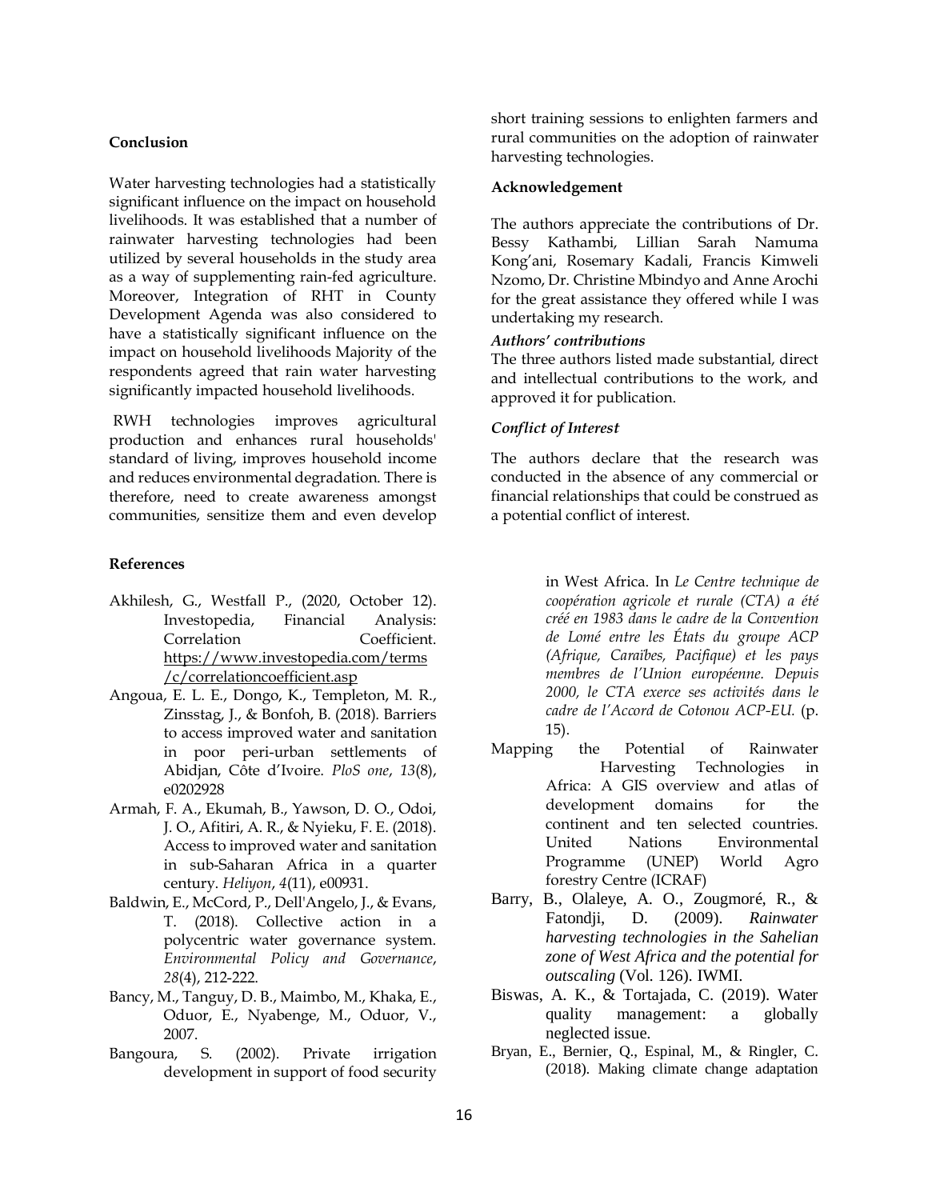## Conclusion

Water harvesting technologies had a statistically significant influence on the impact on household livelihoods. It was established that a number of rainwater harvesting technologies had been utilized by several households in the study area as a way of supplementing rain-fed agriculture. Moreover, Integration of RHT in County Development Agenda was also considered to have a statistically significant influence on the impact on household livelihoods Majority of the respondents agreed that rain water harvesting significantly impacted household livelihoods.

RWH technologies improves agricultural production and enhances rural households' standard of living, improves household income and reduces environmental degradation. There is therefore, need to create awareness amongst communities, sensitize them and even develop short training sessions to enlighten farmers and rural communities on the adoption of rainwater harvesting technologies.

## Acknowledgement

The authors appreciate the contributions of Dr. Bessy Kathambi, Lillian Sarah Namuma Kong'ani, Rosemary Kadali, Francis Kimweli Nzomo, Dr. Christine Mbindyo and Anne Arochi for the great assistance they offered while I was undertaking my research.

### *Authors' contributions*

The three authors listed made substantial, direct and intellectual contributions to the work, and approved it for publication.

### *Conflict of Interest*

The authors declare that the research was conducted in the absence of any commercial or financial relationships that could be construed as a potential conflict of interest.

## References

Akhilesh, G., Westfall P., (2020, October 12). Investopedia, Financial Analysis: Correlation Coefficient. https://www.investopedia.com/terms/c/correlationcoefficient.asp

Angoua, E. L. E., Dongo, K., Templeton, M. R., Zinsstag, J., & Bonfoh, B. (2018). Barriers to access improved water and sanitation in poor peri-urban settlements of Abidjan, Côte d'Ivoire. *PloS one*, *13*(8), e0202928

Armah, F. A., Ekumah, B., Yawson, D. O., Odoi, J. O., Afitiri, A. R., & Nyieku, F. E. (2018). Access to improved water and sanitation in sub-Saharan Africa in a quarter century. *Heliyon*, *4*(11), e00931.

Baldwin, E., McCord, P., Dell'Angelo, J., & Evans, T. (2018). Collective action in a polycentric water governance system. *Environmental Policy and Governance*, *28*(4), 212-222.

Bancy, M., Tanguy, D. B., Maimbo, M., Khaka, E., Oduor, E., Nyabenge, M., Oduor, V., 2007.

Bangoura, S. (2002). Private irrigation development in support of food security in West Africa. In *Le Centre technique de coopération agricole et rurale (CTA) a été créé en 1983 dans le cadre de la Convention de Lomé entre les États du groupe ACP (Afrique, Caraïbes, Pacifique) et les pays membres de l'Union européenne. Depuis 2000, le CTA exerce ses activités dans le cadre de l'Accord de Cotonou ACP-EU.* (p. 15).

Mapping the Potential of Rainwater Harvesting Technologies in Africa: A GIS overview and atlas of development domains for the continent and ten selected countries. United Nations Environmental Programme (UNEP) World Agro forestry Centre (ICRAF)

Barry, B., Olaleye, A. O., Zougmoré, R., & Fatondji, D. (2009). *Rainwater harvesting technologies in the Sahelian zone of West Africa and the potential for outscaling* (Vol. 126). IWMI.

Biswas, A. K., & Tortajada, C. (2019). Water quality management: a globally neglected issue.

Bryan, E., Bernier, Q., Espinal, M., & Ringler, C. (2018). Making climate change adaptation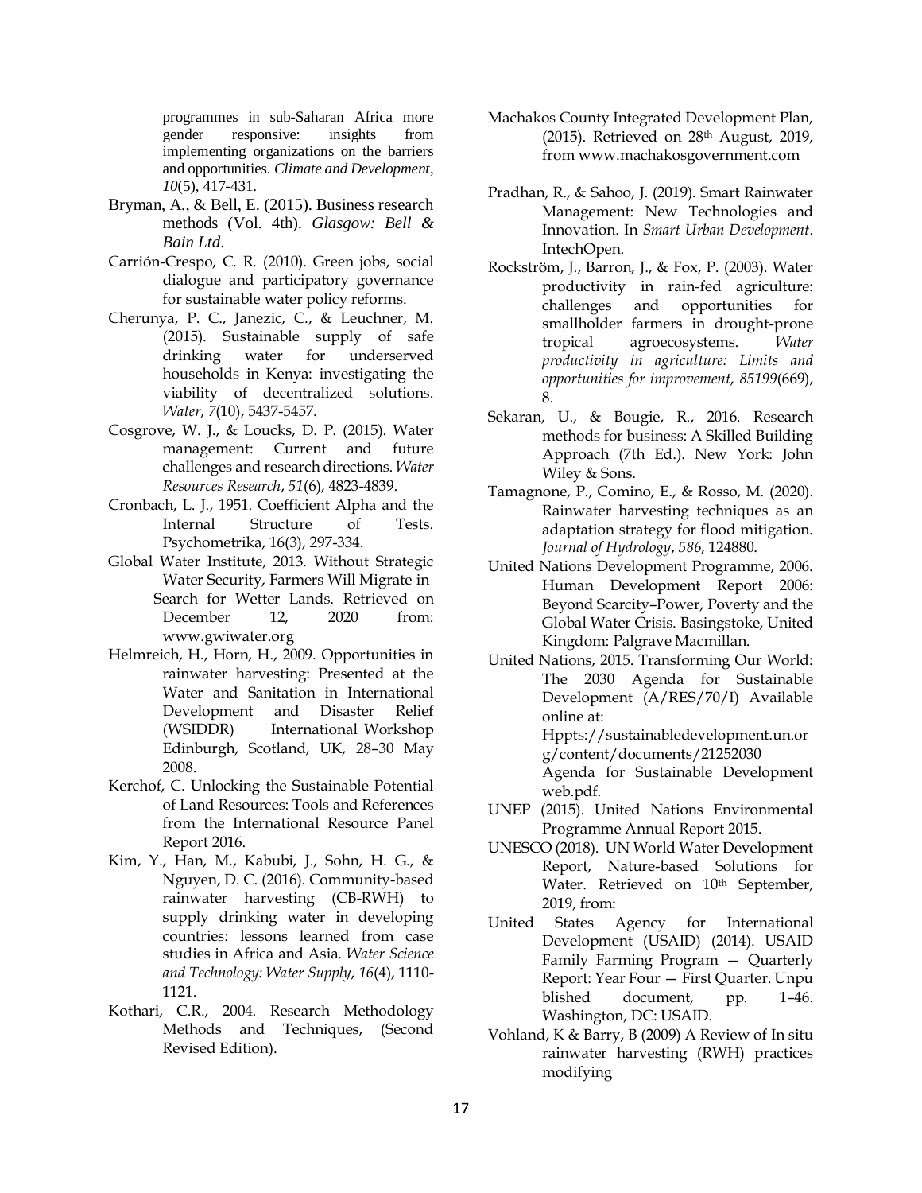programmes in sub-Saharan Africa more gender responsive: insights from implementing organizations on the barriers and opportunities. *Climate and Development*, *10*(5), 417-431.

Bryman, A., & Bell, E. (2015). Business research methods (Vol. 4th). *Glasgow: Bell & Bain Ltd*.

Carrión-Crespo, C. R. (2010). Green jobs, social dialogue and participatory governance for sustainable water policy reforms.

Cherunya, P. C., Janezic, C., & Leuchner, M. (2015). Sustainable supply of safe drinking water for underserved households in Kenya: investigating the viability of decentralized solutions. *Water*, *7*(10), 5437-5457.

Cosgrove, W. J., & Loucks, D. P. (2015). Water management: Current and future challenges and research directions. *Water Resources Research*, *51*(6), 4823-4839.

Cronbach, L. J., 1951. Coefficient Alpha and the Internal Structure of Tests. Psychometrika, 16(3), 297-334.

Global Water Institute, 2013. Without Strategic Water Security, Farmers Will Migrate in Search for Wetter Lands. Retrieved on December 12, 2020 from: www.gwiwater.org

Helmreich, H., Horn, H., 2009. Opportunities in rainwater harvesting: Presented at the Water and Sanitation in International Development and Disaster Relief (WSIDDR) International Workshop Edinburgh, Scotland, UK, 28–30 May 2008.

Kerchof, C. Unlocking the Sustainable Potential of Land Resources: Tools and References from the International Resource Panel Report 2016.

Kim, Y., Han, M., Kabubi, J., Sohn, H. G., & Nguyen, D. C. (2016). Community-based rainwater harvesting (CB-RWH) to supply drinking water in developing countries: lessons learned from case studies in Africa and Asia. *Water Science and Technology: Water Supply*, *16*(4), 1110-1121.

Kothari, C.R., 2004. Research Methodology Methods and Techniques, (Second Revised Edition).

Machakos County Integrated Development Plan, (2015). Retrieved on 28th August, 2019, from www.machakosgovernment.com

Pradhan, R., & Sahoo, J. (2019). Smart Rainwater Management: New Technologies and Innovation. In *Smart Urban Development*. IntechOpen.

Rockström, J., Barron, J., & Fox, P. (2003). Water productivity in rain-fed agriculture: challenges and opportunities for smallholder farmers in drought-prone tropical agroecosystems. *Water productivity in agriculture: Limits and opportunities for improvement*, *85199*(669), 8.

Sekaran, U., & Bougie, R., 2016. Research methods for business: A Skilled Building Approach (7th Ed.). New York: John Wiley & Sons.

Tamagnone, P., Comino, E., & Rosso, M. (2020). Rainwater harvesting techniques as an adaptation strategy for flood mitigation. *Journal of Hydrology*, *586*, 124880.

United Nations Development Programme, 2006. Human Development Report 2006: Beyond Scarcity–Power, Poverty and the Global Water Crisis. Basingstoke, United Kingdom: Palgrave Macmillan.

United Nations, 2015. Transforming Our World: The 2030 Agenda for Sustainable Development (A/RES/70/I) Available online at: Hppts://sustainabledevelopment.un.org/content/documents/21252030 Agenda for Sustainable Development web.pdf.

UNEP (2015). United Nations Environmental Programme Annual Report 2015.

UNESCO (2018). UN World Water Development Report, Nature-based Solutions for Water. Retrieved on 10th September, 2019, from:

United States Agency for International Development (USAID) (2014). USAID Family Farming Program — Quarterly Report: Year Four — First Quarter. Unpublished document, pp. 1–46. Washington, DC: USAID.

Vohland, K & Barry, B (2009) A Review of In situ rainwater harvesting (RWH) practices modifying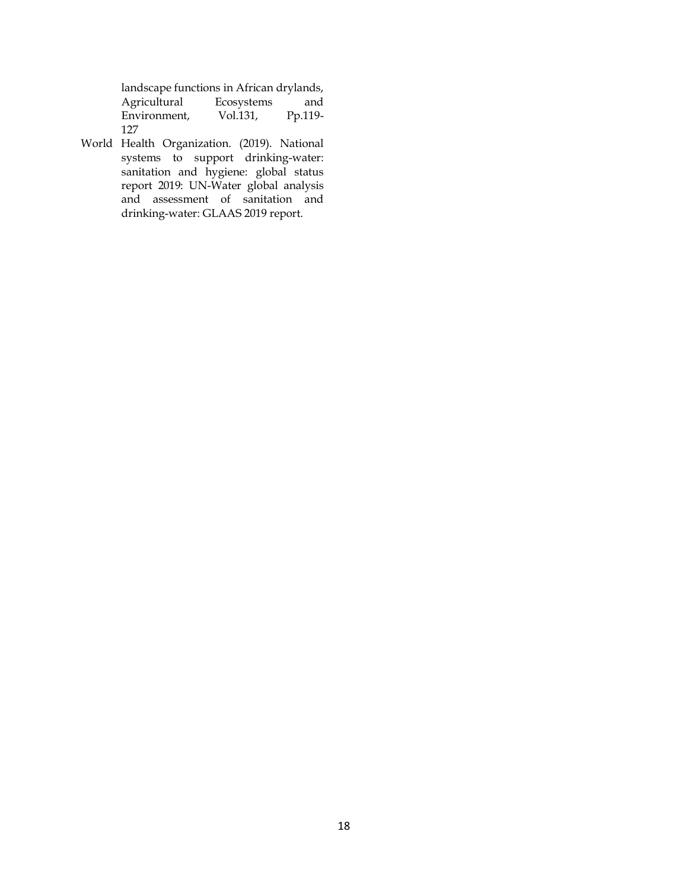landscape functions in African drylands, Agricultural Ecosystems and Environment, Vol.131, Pp.119-127

World Health Organization. (2019). National systems to support drinking-water: sanitation and hygiene: global status report 2019: UN-Water global analysis and assessment of sanitation and drinking-water: GLAAS 2019 report.